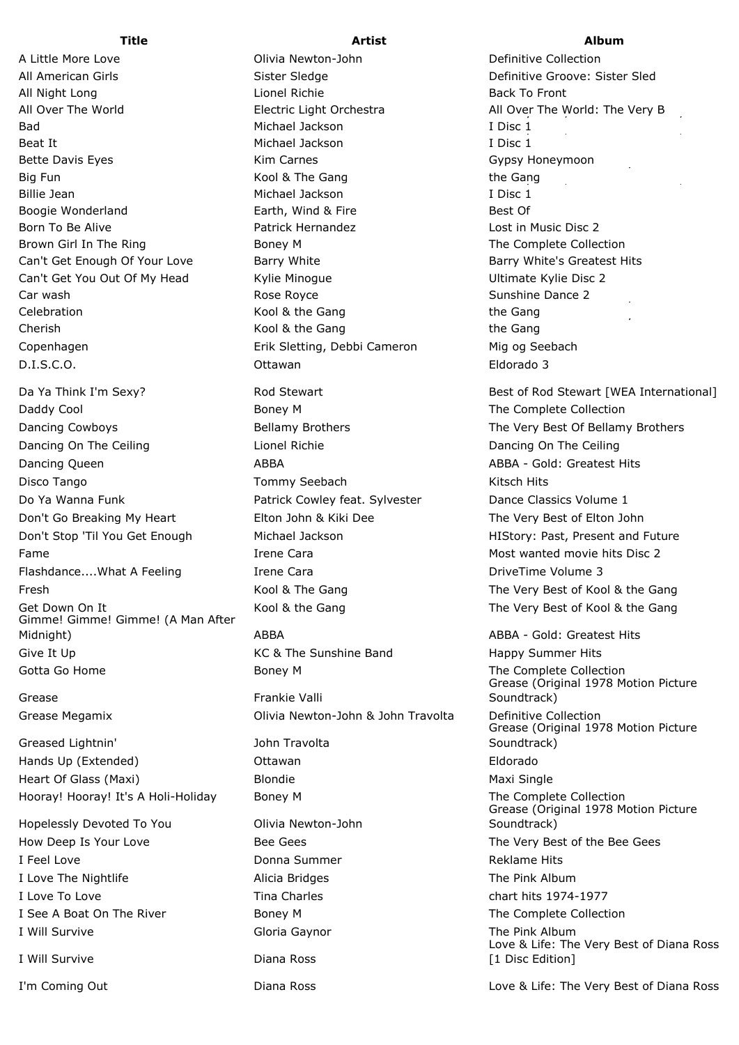| Title | Artist | Album |
|---|---|---|
| A Little More Love | Olivia Newton-John | Definitive Collection |
| All American Girls | Sister Sledge | Definitive Groove: Sister Sled |
| All Night Long | Lionel Richie | Back To Front |
| All Over The World | Electric Light Orchestra | All Over The World: The Very B |
| Bad | Michael Jackson | I Disc 1 |
| Beat It | Michael Jackson | I Disc 1 |
| Bette Davis Eyes | Kim Carnes | Gypsy Honeymoon |
| Big Fun | Kool & The Gang | the Gang |
| Billie Jean | Michael Jackson | I Disc 1 |
| Boogie Wonderland | Earth, Wind & Fire | Best Of |
| Born To Be Alive | Patrick Hernandez | Lost in Music Disc 2 |
| Brown Girl In The Ring | Boney M | The Complete Collection |
| Can't Get Enough Of Your Love | Barry White | Barry White's Greatest Hits |
| Can't Get You Out Of My Head | Kylie Minogue | Ultimate Kylie Disc 2 |
| Car wash | Rose Royce | Sunshine Dance 2 |
| Celebration | Kool & the Gang | the Gang |
| Cherish | Kool & the Gang | the Gang |
| Copenhagen | Erik Sletting, Debbi Cameron | Mig og Seebach |
| D.I.S.C.O. | Ottawan | Eldorado 3 |
| Da Ya Think I'm Sexy? | Rod Stewart | Best of Rod Stewart [WEA International] |
| Daddy Cool | Boney M | The Complete Collection |
| Dancing Cowboys | Bellamy Brothers | The Very Best Of Bellamy Brothers |
| Dancing On The Ceiling | Lionel Richie | Dancing On The Ceiling |
| Dancing Queen | ABBA | ABBA - Gold: Greatest Hits |
| Disco Tango | Tommy Seebach | Kitsch Hits |
| Do Ya Wanna Funk | Patrick Cowley feat. Sylvester | Dance Classics Volume 1 |
| Don't Go Breaking My Heart | Elton John & Kiki Dee | The Very Best of Elton John |
| Don't Stop 'Til You Get Enough | Michael Jackson | HIStory: Past, Present and Future |
| Fame | Irene Cara | Most wanted movie hits Disc 2 |
| Flashdance....What A Feeling | Irene Cara | DriveTime Volume 3 |
| Fresh | Kool & The Gang | The Very Best of Kool & the Gang |
| Get Down On It | Kool & the Gang | The Very Best of Kool & the Gang |
| Gimme! Gimme! Gimme! (A Man After Midnight) | ABBA | ABBA - Gold: Greatest Hits |
| Give It Up | KC & The Sunshine Band | Happy Summer Hits |
| Gotta Go Home | Boney M | The Complete Collection |
| Grease | Frankie Valli | Grease (Original 1978 Motion Picture Soundtrack) |
| Grease Megamix | Olivia Newton-John & John Travolta | Definitive Collection |
| Greased Lightnin' | John Travolta | Grease (Original 1978 Motion Picture Soundtrack) |
| Hands Up (Extended) | Ottawan | Eldorado |
| Heart Of Glass (Maxi) | Blondie | Maxi Single |
| Hooray! Hooray! It's A Holi-Holiday | Boney M | The Complete Collection |
| Hopelessly Devoted To You | Olivia Newton-John | Grease (Original 1978 Motion Picture Soundtrack) |
| How Deep Is Your Love | Bee Gees | The Very Best of the Bee Gees |
| I Feel Love | Donna Summer | Reklame Hits |
| I Love The Nightlife | Alicia Bridges | The Pink Album |
| I Love To Love | Tina Charles | chart hits 1974-1977 |
| I See A Boat On The River | Boney M | The Complete Collection |
| I Will Survive | Gloria Gaynor | The Pink Album |
| I Will Survive | Diana Ross | Love & Life: The Very Best of Diana Ross [1 Disc Edition] |
| I'm Coming Out | Diana Ross | Love & Life: The Very Best of Diana Ross |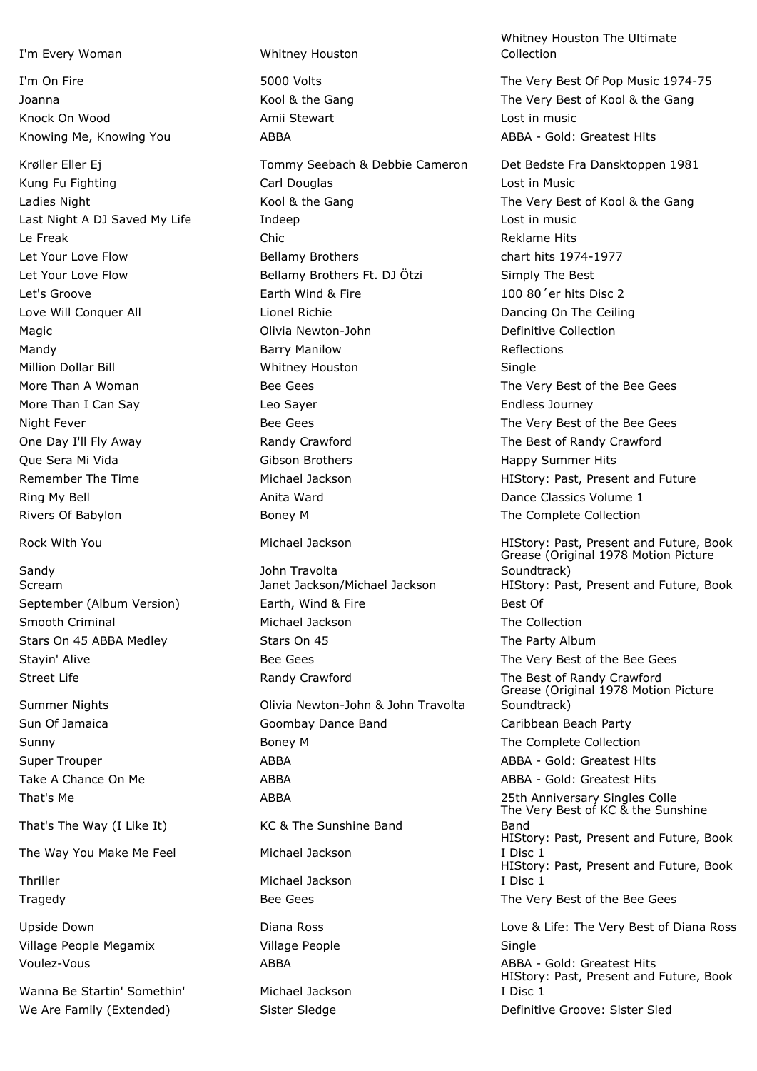| | | |
|---|---|---|
| I'm Every Woman | Whitney Houston | Whitney Houston The Ultimate Collection |
| I'm On Fire | 5000 Volts | The Very Best Of Pop Music 1974-75 |
| Joanna | Kool & the Gang | The Very Best of Kool & the Gang |
| Knock On Wood | Amii Stewart | Lost in music |
| Knowing Me, Knowing You | ABBA | ABBA - Gold: Greatest Hits |
| Krøller Eller Ej | Tommy Seebach & Debbie Cameron | Det Bedste Fra Dansktoppen 1981 |
| Kung Fu Fighting | Carl Douglas | Lost in Music |
| Ladies Night | Kool & the Gang | The Very Best of Kool & the Gang |
| Last Night A DJ Saved My Life | Indeep | Lost in music |
| Le Freak | Chic | Reklame Hits |
| Let Your Love Flow | Bellamy Brothers | chart hits 1974-1977 |
| Let Your Love Flow | Bellamy Brothers Ft. DJ Ötzi | Simply The Best |
| Let's Groove | Earth Wind & Fire | 100 80´er hits Disc 2 |
| Love Will Conquer All | Lionel Richie | Dancing On The Ceiling |
| Magic | Olivia Newton-John | Definitive Collection |
| Mandy | Barry Manilow | Reflections |
| Million Dollar Bill | Whitney Houston | Single |
| More Than A Woman | Bee Gees | The Very Best of the Bee Gees |
| More Than I Can Say | Leo Sayer | Endless Journey |
| Night Fever | Bee Gees | The Very Best of the Bee Gees |
| One Day I'll Fly Away | Randy Crawford | The Best of Randy Crawford |
| Que Sera Mi Vida | Gibson Brothers | Happy Summer Hits |
| Remember The Time | Michael Jackson | HIStory: Past, Present and Future |
| Ring My Bell | Anita Ward | Dance Classics Volume 1 |
| Rivers Of Babylon | Boney M | The Complete Collection |
| Rock With You | Michael Jackson | HIStory: Past, Present and Future, Book |
| Sandy | John Travolta | Grease (Original 1978 Motion Picture Soundtrack) |
| Scream | Janet Jackson/Michael Jackson | HIStory: Past, Present and Future, Book |
| September (Album Version) | Earth, Wind & Fire | Best Of |
| Smooth Criminal | Michael Jackson | The Collection |
| Stars On 45 ABBA Medley | Stars On 45 | The Party Album |
| Stayin' Alive | Bee Gees | The Very Best of the Bee Gees |
| Street Life | Randy Crawford | The Best of Randy Crawford |
| Summer Nights | Olivia Newton-John & John Travolta | Grease (Original 1978 Motion Picture Soundtrack) |
| Sun Of Jamaica | Goombay Dance Band | Caribbean Beach Party |
| Sunny | Boney M | The Complete Collection |
| Super Trouper | ABBA | ABBA - Gold: Greatest Hits |
| Take A Chance On Me | ABBA | ABBA - Gold: Greatest Hits |
| That's Me | ABBA | 25th Anniversary Singles Colle |
| That's The Way (I Like It) | KC & The Sunshine Band | The Very Best of KC & the Sunshine Band |
| The Way You Make Me Feel | Michael Jackson | HIStory: Past, Present and Future, Book I Disc 1 |
| Thriller | Michael Jackson | HIStory: Past, Present and Future, Book I Disc 1 |
| Tragedy | Bee Gees | The Very Best of the Bee Gees |
| Upside Down | Diana Ross | Love & Life: The Very Best of Diana Ross |
| Village People Megamix | Village People | Single |
| Voulez-Vous | ABBA | ABBA - Gold: Greatest Hits |
| Wanna Be Startin' Somethin' | Michael Jackson | HIStory: Past, Present and Future, Book I Disc 1 |
| We Are Family (Extended) | Sister Sledge | Definitive Groove: Sister Sled |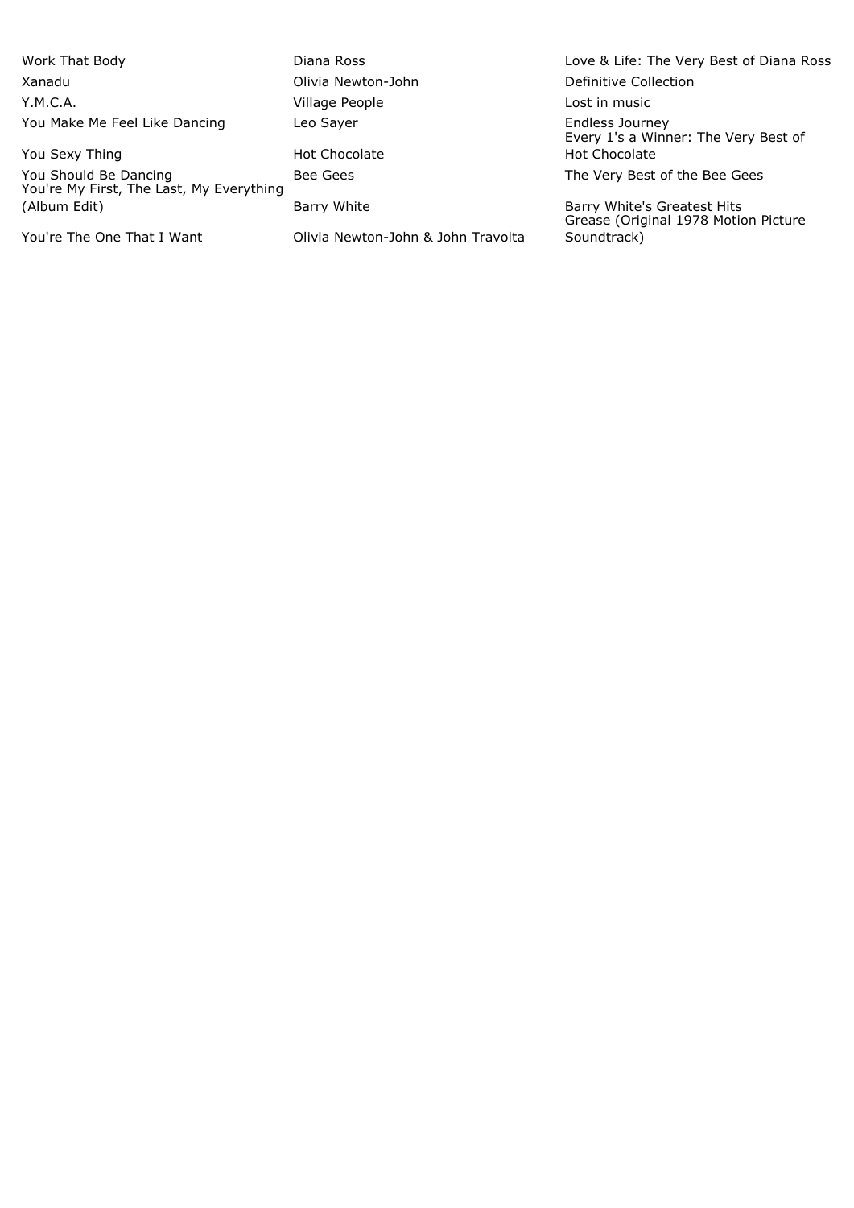| | | |
|---|---|---|
| Work That Body | Diana Ross | Love & Life: The Very Best of Diana Ross |
| Xanadu | Olivia Newton-John | Definitive Collection |
| Y.M.C.A. | Village People | Lost in music |
| You Make Me Feel Like Dancing | Leo Sayer | Endless Journey |
| You Sexy Thing | Hot Chocolate | Every 1's a Winner: The Very Best of Hot Chocolate |
| You Should Be Dancing | Bee Gees | The Very Best of the Bee Gees |
| You're My First, The Last, My Everything (Album Edit) | Barry White | Barry White's Greatest Hits |
| You're The One That I Want | Olivia Newton-John & John Travolta | Grease (Original 1978 Motion Picture Soundtrack) |